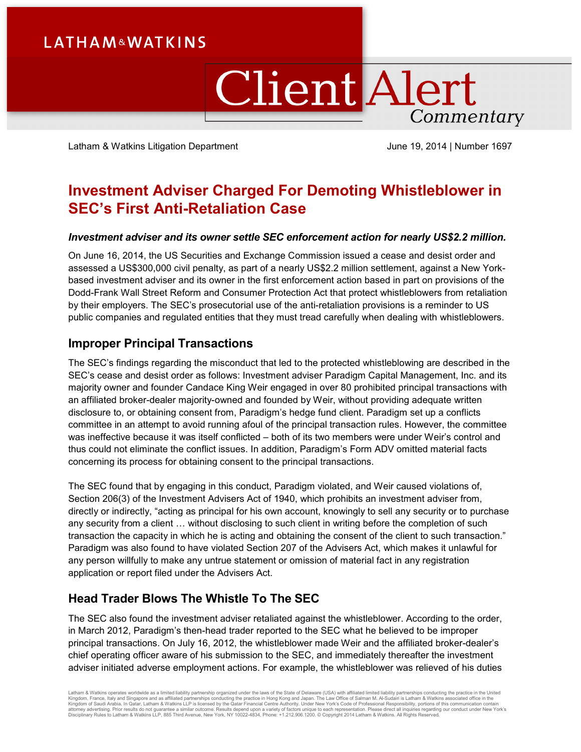LATHAM&WATKINS

# Client Alert Commentary

Latham & Watkins Litigation Department June 19, 2014 | Number 1697

# Investment Adviser Charged For Demoting Whistleblower in SEC's First Anti-Retaliation Case

***Investment adviser and its owner settle SEC enforcement action for nearly US$2.2 million.***

On June 16, 2014, the US Securities and Exchange Commission issued a cease and desist order and assessed a US$300,000 civil penalty, as part of a nearly US$2.2 million settlement, against a New York-based investment adviser and its owner in the first enforcement action based in part on provisions of the Dodd-Frank Wall Street Reform and Consumer Protection Act that protect whistleblowers from retaliation by their employers. The SEC's prosecutorial use of the anti-retaliation provisions is a reminder to US public companies and regulated entities that they must tread carefully when dealing with whistleblowers.

## Improper Principal Transactions

The SEC's findings regarding the misconduct that led to the protected whistleblowing are described in the SEC's cease and desist order as follows: Investment adviser Paradigm Capital Management, Inc. and its majority owner and founder Candace King Weir engaged in over 80 prohibited principal transactions with an affiliated broker-dealer majority-owned and founded by Weir, without providing adequate written disclosure to, or obtaining consent from, Paradigm's hedge fund client. Paradigm set up a conflicts committee in an attempt to avoid running afoul of the principal transaction rules. However, the committee was ineffective because it was itself conflicted – both of its two members were under Weir's control and thus could not eliminate the conflict issues. In addition, Paradigm's Form ADV omitted material facts concerning its process for obtaining consent to the principal transactions.

The SEC found that by engaging in this conduct, Paradigm violated, and Weir caused violations of, Section 206(3) of the Investment Advisers Act of 1940, which prohibits an investment adviser from, directly or indirectly, "acting as principal for his own account, knowingly to sell any security or to purchase any security from a client … without disclosing to such client in writing before the completion of such transaction the capacity in which he is acting and obtaining the consent of the client to such transaction." Paradigm was also found to have violated Section 207 of the Advisers Act, which makes it unlawful for any person willfully to make any untrue statement or omission of material fact in any registration application or report filed under the Advisers Act.

## Head Trader Blows The Whistle To The SEC

The SEC also found the investment adviser retaliated against the whistleblower. According to the order, in March 2012, Paradigm's then-head trader reported to the SEC what he believed to be improper principal transactions. On July 16, 2012, the whistleblower made Weir and the affiliated broker-dealer's chief operating officer aware of his submission to the SEC, and immediately thereafter the investment adviser initiated adverse employment actions. For example, the whistleblower was relieved of his duties

Latham & Watkins operates worldwide as a limited liability partnership organized under the laws of the State of Delaware (USA) with affiliated limited liability partnerships conducting the practice in the United Kingdom, France, Italy and Singapore and as affiliated partnerships conducting the practice in Hong Kong and Japan. The Law Office of Salman M. Al-Sudairi is Latham & Watkins associated office in the Kingdom of Saudi Arabia. In Qatar, Latham & Watkins LLP is licensed by the Qatar Financial Centre Authority. Under New York's Code of Professional Responsibility, portions of this communication contain attorney advertising. Prior results do not guarantee a similar outcome. Results depend upon a variety of factors unique to each representation. Please direct all inquiries regarding our conduct under New York's Disciplinary Rules to Latham & Watkins LLP, 885 Third Avenue, New York, NY 10022-4834, Phone: +1.212.906.1200. © Copyright 2014 Latham & Watkins. All Rights Reserved.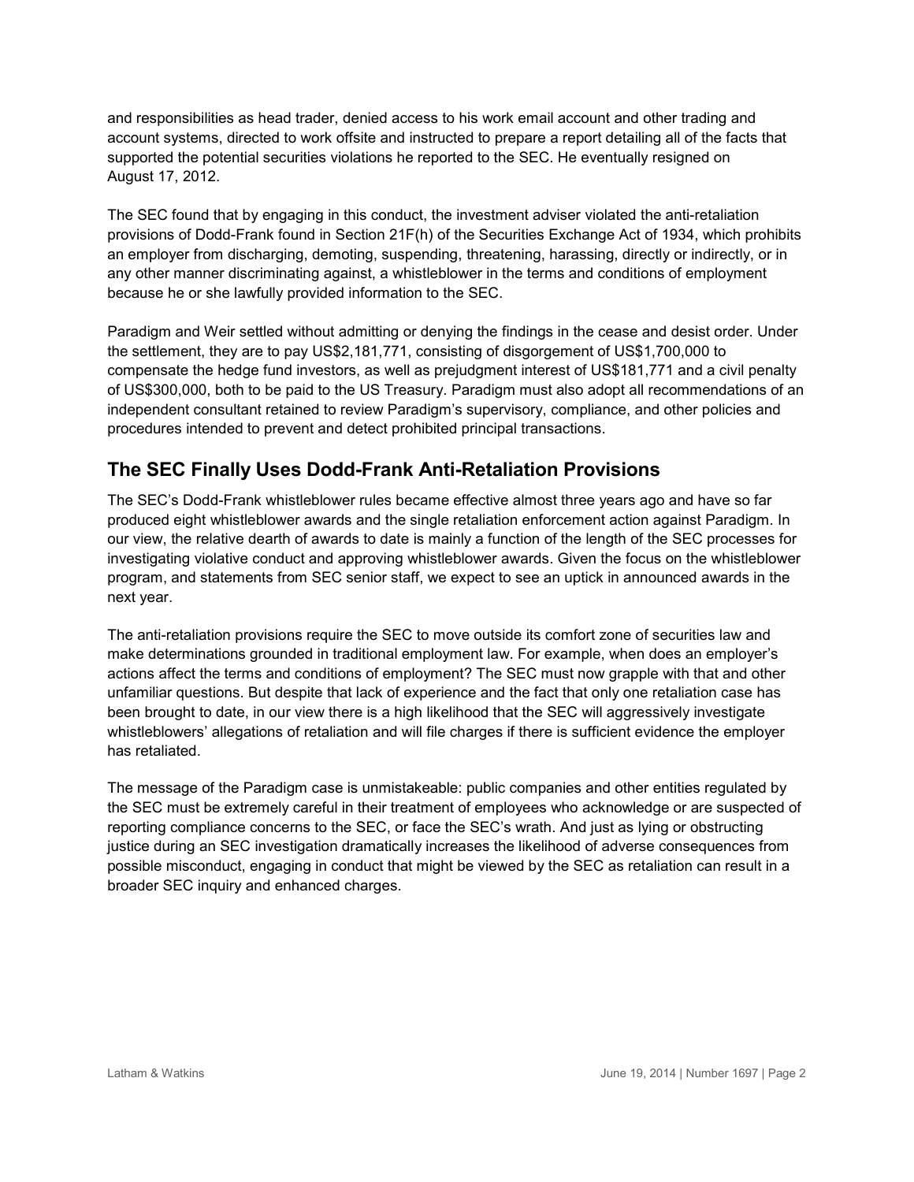and responsibilities as head trader, denied access to his work email account and other trading and account systems, directed to work offsite and instructed to prepare a report detailing all of the facts that supported the potential securities violations he reported to the SEC. He eventually resigned on August 17, 2012.

The SEC found that by engaging in this conduct, the investment adviser violated the anti-retaliation provisions of Dodd-Frank found in Section 21F(h) of the Securities Exchange Act of 1934, which prohibits an employer from discharging, demoting, suspending, threatening, harassing, directly or indirectly, or in any other manner discriminating against, a whistleblower in the terms and conditions of employment because he or she lawfully provided information to the SEC.

Paradigm and Weir settled without admitting or denying the findings in the cease and desist order. Under the settlement, they are to pay US$2,181,771, consisting of disgorgement of US$1,700,000 to compensate the hedge fund investors, as well as prejudgment interest of US$181,771 and a civil penalty of US$300,000, both to be paid to the US Treasury. Paradigm must also adopt all recommendations of an independent consultant retained to review Paradigm's supervisory, compliance, and other policies and procedures intended to prevent and detect prohibited principal transactions.

## The SEC Finally Uses Dodd-Frank Anti-Retaliation Provisions

The SEC's Dodd-Frank whistleblower rules became effective almost three years ago and have so far produced eight whistleblower awards and the single retaliation enforcement action against Paradigm. In our view, the relative dearth of awards to date is mainly a function of the length of the SEC processes for investigating violative conduct and approving whistleblower awards. Given the focus on the whistleblower program, and statements from SEC senior staff, we expect to see an uptick in announced awards in the next year.

The anti-retaliation provisions require the SEC to move outside its comfort zone of securities law and make determinations grounded in traditional employment law. For example, when does an employer's actions affect the terms and conditions of employment? The SEC must now grapple with that and other unfamiliar questions. But despite that lack of experience and the fact that only one retaliation case has been brought to date, in our view there is a high likelihood that the SEC will aggressively investigate whistleblowers' allegations of retaliation and will file charges if there is sufficient evidence the employer has retaliated.

The message of the Paradigm case is unmistakeable: public companies and other entities regulated by the SEC must be extremely careful in their treatment of employees who acknowledge or are suspected of reporting compliance concerns to the SEC, or face the SEC's wrath. And just as lying or obstructing justice during an SEC investigation dramatically increases the likelihood of adverse consequences from possible misconduct, engaging in conduct that might be viewed by the SEC as retaliation can result in a broader SEC inquiry and enhanced charges.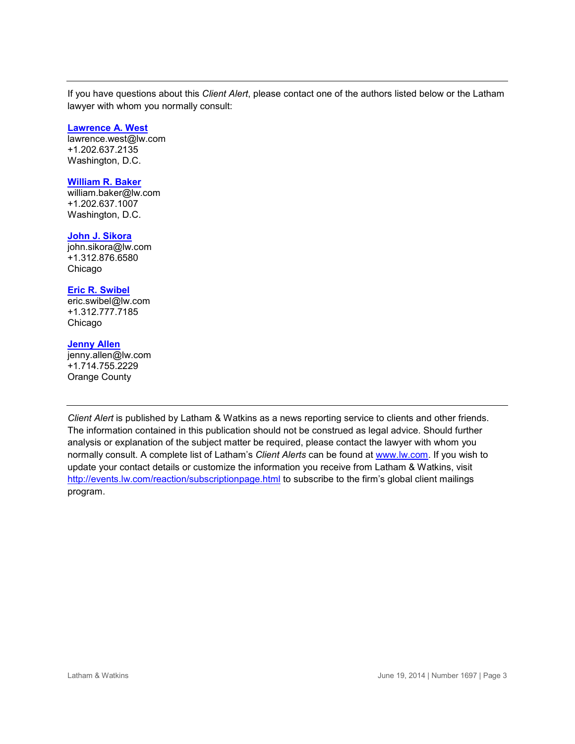---

If you have questions about this *Client Alert*, please contact one of the authors listed below or the Latham lawyer with whom you normally consult:

**[Lawrence A. West](#)**
lawrence.west@lw.com
+1.202.637.2135
Washington, D.C.

**[William R. Baker](#)**
william.baker@lw.com
+1.202.637.1007
Washington, D.C.

**[John J. Sikora](#)**
john.sikora@lw.com
+1.312.876.6580
Chicago

**[Eric R. Swibel](#)**
eric.swibel@lw.com
+1.312.777.7185
Chicago

**[Jenny Allen](#)**
jenny.allen@lw.com
+1.714.755.2229
Orange County

---

*Client Alert* is published by Latham & Watkins as a news reporting service to clients and other friends. The information contained in this publication should not be construed as legal advice. Should further analysis or explanation of the subject matter be required, please contact the lawyer with whom you normally consult. A complete list of Latham's *Client Alerts* can be found at www.lw.com. If you wish to update your contact details or customize the information you receive from Latham & Watkins, visit http://events.lw.com/reaction/subscriptionpage.html to subscribe to the firm's global client mailings program.